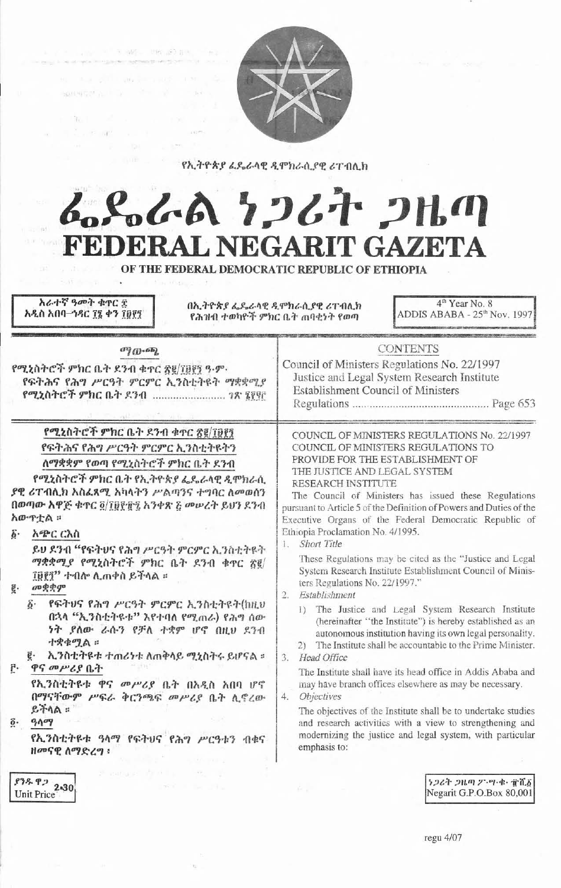የኢትዮጵያ ፌዴራላዊ ዲሞክራሲያዊ ሪፐብሊክ

# ፌዴራል ነጋሪት ጋዜጣ
# FEDERAL NEGARIT GAZETA
## OF THE FEDERAL DEMOCRATIC REPUBLIC OF ETHIOPIA

አራተኛ ዓመት ቁጥር ፰
አዲስ አበባ–ኅዳር ፲፮ ቀን ፲፱፻፺

በኢትዮጵያ ፌዴራላዊ ዲሞክራሲያዊ ሪፐብሊክ የሕዝብ ተወካዮች ምክር ቤት ጠባቂነት የወጣ

4th Year No. 8
ADDIS ABABA - 25th Nov. 1997

ማውጫ

የሚኒስትሮች ምክር ቤት ደንብ ቁጥር ፳፪/፲፱፻፺ ዓ.ም.
የፍትሕና የሕግ ሥርዓት ምርምር ኢንስቲትዩት ማቋቋሚያ የሚኒስትሮች ምክር ቤት ደንብ ........................ ገጽ ፮፻፶፫

CONTENTS

Council of Ministers Regulations No. 22/1997
Justice and Legal System Research Institute Establishment Council of Ministers Regulations ............................................ Page 653

**የሚኒስትሮች ምክር ቤት ደንብ ቁጥር ፳፪/፲፱፻፺**
**የፍትሕና የሕግ ሥርዓት ምርምር ኢንስቲትዩትን ለማቋቋም የወጣ የሚኒስትሮች ምክር ቤት ደንብ**

የሚኒስትሮች ምክር ቤት የኢትዮጵያ ፌዴራላዊ ዲሞክራሲያዊ ሪፐብሊክ አስፈጻሚ አካላትን ሥልጣንና ተግባር ለመወሰን በወጣው አዋጅ ቁጥር ፬/፲፱፻፹፯ አንቀጽ ፭ መሠረት ይህን ደንብ አውጥቷል ።

፩· አጭር ርእስ

ይህ ደንብ "የፍትህና የሕግ ሥርዓት ምርምር ኢንስቲትዩት ማቋቋሚያ የሚኒስትሮች ምክር ቤት ደንብ ቁጥር ፳፪/፲፱፻፺" ተብሎ ሊጠቀስ ይችላል ።

፪· መቋቋም

፩· የፍትህና የሕግ ሥርዓት ምርምር ኢንስቲትዩት(ከዚህ በኋላ "ኢንስቲትዩቱ" እየተባለ የሚጠራ) የሕግ ሰውነት ያለው ራሱን የቻለ ተቋም ሆኖ በዚህ ደንብ ተቋቁሟል ።

፪· ኢንስቲትዩቱ ተጠሪነቱ ለጠቅላይ ሚኒስትሩ ይሆናል ።

፫· ዋና መሥሪያ ቤት

የኢንስቲትዩቱ ዋና መሥሪያ ቤት በአዲስ አበባ ሆኖ በማናቸውም ሥፍራ ቅርንጫፍ መሥሪያ ቤት ሊኖረው ይችላል ።

፬· ዓላማ

የኢንስቲትዩቱ ዓላማ የፍትህና የሕግ ሥርዓቱን ብቁና ዘመናዊ ለማድረግ፣

COUNCIL OF MINISTERS REGULATIONS No. 22/1997
COUNCIL OF MINISTERS REGULATIONS TO PROVIDE FOR THE ESTABLISHMENT OF THE JUSTICE AND LEGAL SYSTEM RESEARCH INSTITUTE

The Council of Ministers has issued these Regulations pursuant to Article 5 of the Definition of Powers and Duties of the Executive Organs of the Federal Democratic Republic of Ethiopia Proclamation No. 4/1995.

1. *Short Title*

These Regulations may be cited as the "Justice and Legal System Research Institute Establishment Council of Ministers Regulations No. 22/1997."

2. *Establishment*

1) The Justice and Legal System Research Institute (hereinafter "the Institute") is hereby established as an autonomous institution having its own legal personality.

2) The Institute shall be accountable to the Prime Minister.

3. *Head Office*

The Institute shall have its head office in Addis Ababa and may have branch offices elsewhere as may be necessary.

4. *Objectives*

The objectives of the Institute shall be to undertake studies and research activities with a view to strengthening and modernizing the justice and legal system, with particular emphasis to:

ያንዱ ዋጋ 2.30
Unit Price

ነጋሪት ጋዜጣ ፖ·ሣ·ቁ· ፹ሺ፩
Negarit G.P.O.Box 80,001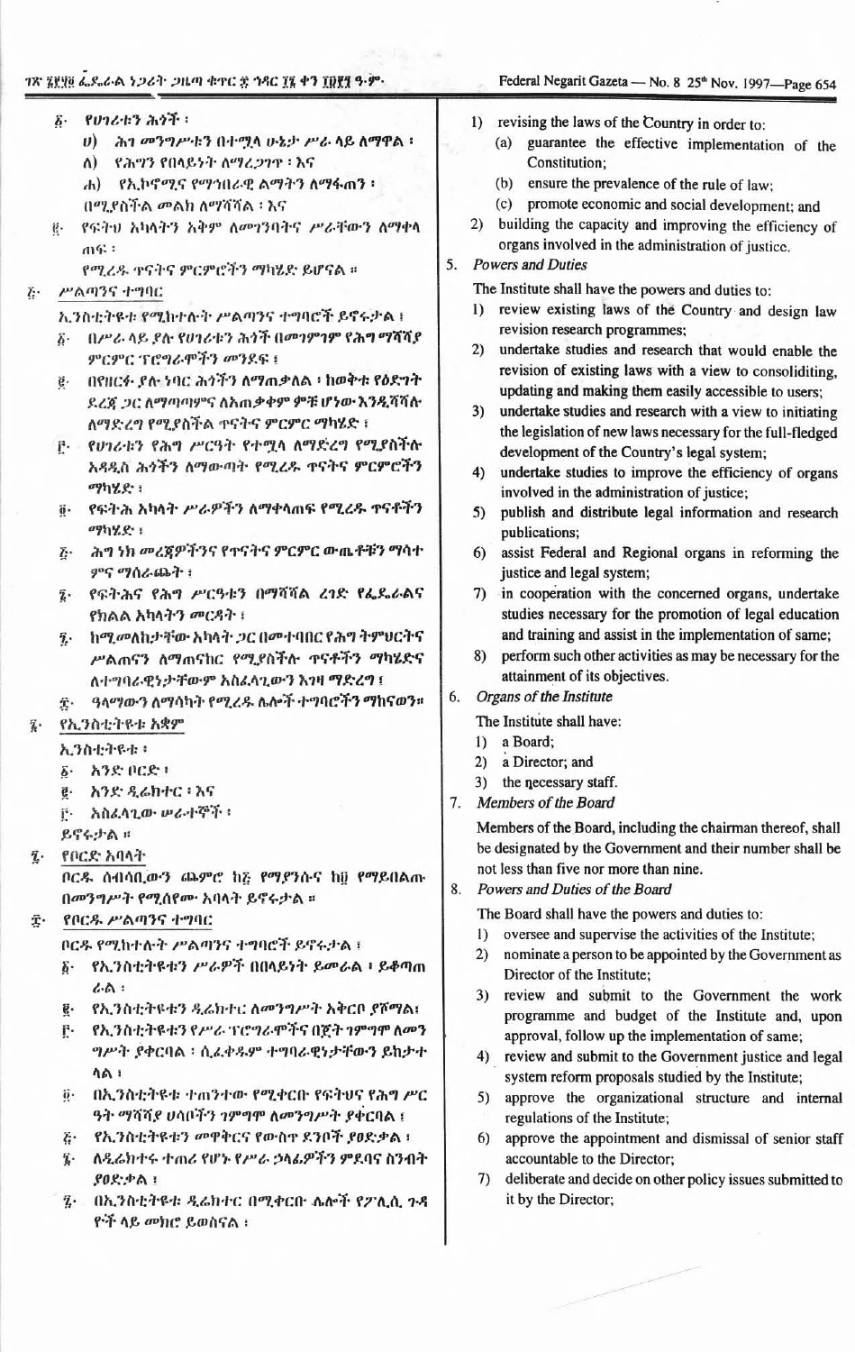፩· የሀገሪቱን ሕጎች ፡
   ሀ) ሕገ መንግሥቱን በተሟላ ሁኔታ ሥራ ላይ ለማዋል ፡
   ለ) የሕግን የበላይነት ለማረጋገጥ ፡ እና
   ሐ) የኢኮኖሚና የማኅበራዊ ልማትን ለማፋጠን ፡
   በሚያስችል መልክ ለማሻሻል ፡ እና
፪· የፍትህ አካላትን አቅም ለመገንባትና ሥራቸውን ለማቀላጠፍ ፡
የሚረዱ ጥናትና ምርምሮችን ማካሄድ ይሆናል ።

፭· ሥልጣንና ተግባር

ኢንስቲትዩቱ የሚከተሉት ሥልጣንና ተግባሮች ይኖሩታል ፤

፩· በሥራ ላይ ያሉ የሀገሪቱን ሕጎች በመገምገም የሕግ ማሻሻያ ምርምር ፕሮግራሞችን መንደፍ ፤
፪· በየዘርፉ ያሉ ነባር ሕጎችን ለማጠቃለል ፤ ከወቅቱ የዕድገት ደረጃ ጋር ለማጣጣምና ለአጠቃቀም ምቹ ሆነው እንዲሻሻሉ ለማድረግ የሚያስችል ጥናትና ምርምር ማካሄድ ፤
፫· የሀገሪቱን የሕግ ሥርዓት የተሟላ ለማድረግ የሚያስችሉ አዳዲስ ሕጎችን ለማውጣት የሚረዱ ጥናትና ምርምሮችን ማካሄድ ፤
፬· የፍትሕ አካላት ሥራዎችን ለማቀላጠፍ የሚረዱ ጥናቶችን ማካሄድ ፤
፭· ሕግ ነክ መረጃዎችንና የጥናትና ምርምር ውጤቶቹን ማሳተምና ማሰራጨት ፤
፮· የፍትሕና የሕግ ሥርዓቱን በማሻሻል ረገድ የፌዴራልና የክልል አካላትን መርዳት ፤
፯· ከሚመለከታቸው አካላት ጋር በመተባበር የሕግ ትምህርትና ሥልጠናን ለማጠናከር የሚያስችሉ ጥናቶችን ማካሄድና ለተግባራዊነታቸውም አስፈላጊውን እገዛ ማድረግ ፤
፰· ዓላማውን ለማሳካት የሚረዱ ሌሎች ተግባሮችን ማከናወን።

፮· የኢንስቲትዩቱ አቋም

ኢንስቲትዩቱ ፡

፩· አንድ ቦርድ ፤
፪· አንድ ዲሬክተር ፤ እና
፫· አስፈላጊው ሠራተኞች ፤

ይኖሩታል ።

፯· የቦርድ አባላት

ቦርዱ ሰብሳቢውን ጨምሮ ከ፭ የማያንሱና ከ፱ የማይበልጡ በመንግሥት የሚሰየሙ አባላት ይኖሩታል ።

፰· የቦርዱ ሥልጣንና ተግባር

ቦርዱ የሚከተሉት ሥልጣንና ተግባሮች ይኖሩታል ፤

፩· የኢንስቲትዩቱን ሥራዎች በበላይነት ይመራል ፤ ይቆጣጠራል ፡
፪· የኢንስቲትዩቱን ዲሬክተር ለመንግሥት አቅርቦ ያሾማል፤
፫· የኢንስቲትዩቱን የሥራ ፕሮግራሞችና በጀት ገምግሞ ለመንግሥት ያቀርባል ፤ ሲፈቀዱም ተግባራዊነታቸውን ይከታተላል ፤
፬· በኢንስቲትዩቱ ተጠንተው የሚቀርቡ የፍትህና የሕግ ሥርዓት ማሻሻያ ሀሳቦችን ገምግሞ ለመንግሥት ያቀርባል ፤
፭· የኢንስቲትዩቱን መዋቅርና የውስጥ ደንቦች ያፀድቃል ፤
፮· ለዲሬክተሩ ተጠሪ የሆኑ የሥራ ኃላፊዎችን ምደባና ስንብት ያፀድቃል ፤
፯· በኢንስቲትዩቱ ዲሬክተር በሚቀርቡ ሌሎች የፖሊሲ ጉዳዮች ላይ መክሮ ይወስናል ፤

1) revising the laws of the Country in order to:
   (a) guarantee the effective implementation of the Constitution;
   (b) ensure the prevalence of the rule of law;
   (c) promote economic and social development; and
2) building the capacity and improving the efficiency of organs involved in the administration of justice.

5. *Powers and Duties*

The Institute shall have the powers and duties to:

1) review existing laws of the Country and design law revision research programmes;
2) undertake studies and research that would enable the revision of existing laws with a view to consoliditing, updating and making them easily accessible to users;
3) undertake studies and research with a view to initiating the legislation of new laws necessary for the full-fledged development of the Country's legal system;
4) undertake studies to improve the efficiency of organs involved in the administration of justice;
5) publish and distribute legal information and research publications;
6) assist Federal and Regional organs in reforming the justice and legal system;
7) in cooperation with the concerned organs, undertake studies necessary for the promotion of legal education and training and assist in the implementation of same;
8) perform such other activities as may be necessary for the attainment of its objectives.

6. *Organs of the Institute*

The Institute shall have:

1) a Board;
2) a Director; and
3) the necessary staff.

7. *Members of the Board*

Members of the Board, including the chairman thereof, shall be designated by the Government and their number shall be not less than five nor more than nine.

8. *Powers and Duties of the Board*

The Board shall have the powers and duties to:

1) oversee and supervise the activities of the Institute;
2) nominate a person to be appointed by the Government as Director of the Institute;
3) review and submit to the Government the work programme and budget of the Institute and, upon approval, follow up the implementation of same;
4) review and submit to the Government justice and legal system reform proposals studied by the Institute;
5) approve the organizational structure and internal regulations of the Institute;
6) approve the appointment and dismissal of senior staff accountable to the Director;
7) deliberate and decide on other policy issues submitted to it by the Director;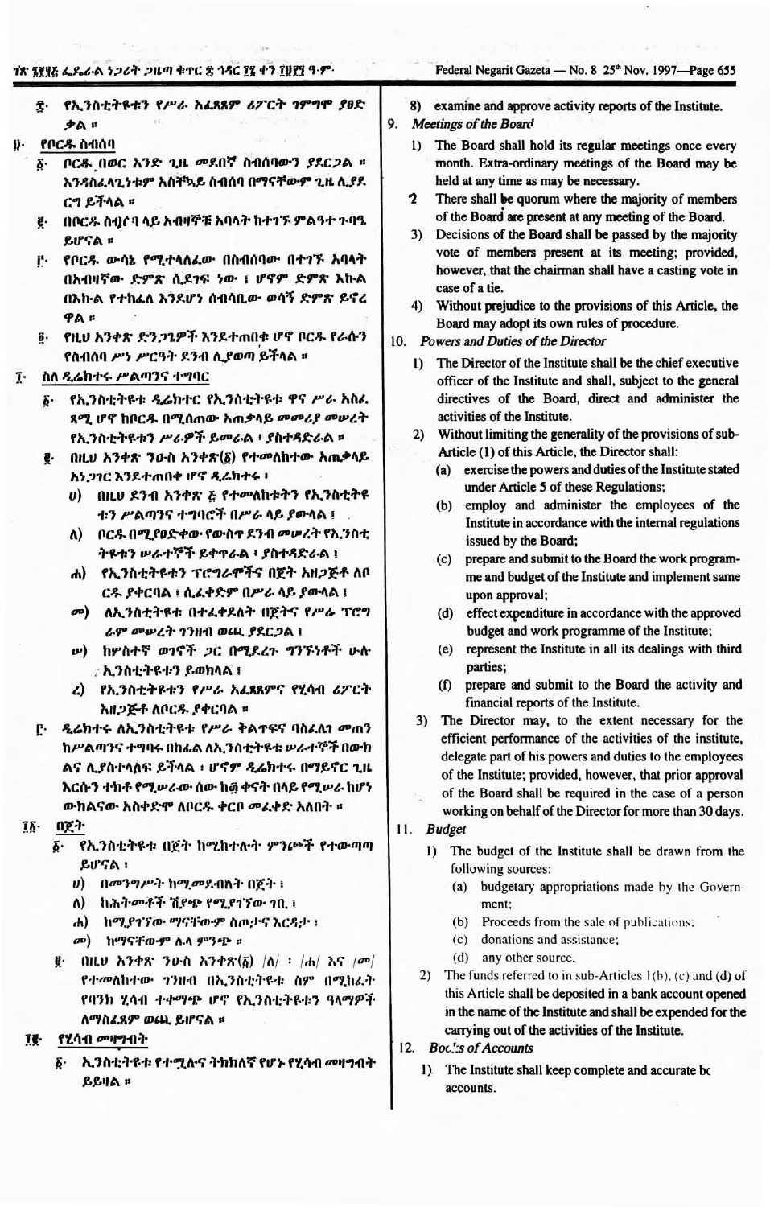፰· የኢንስቲትዩቱን የሥራ አፈጻጸም ሪፖርት ገምግሞ ያፀድቃል ።

፱· የቦርዱ ስብሰባ

፩· ቦርዱ በወር አንድ ጊዜ መደበኛ ስብሰባውን ያደርጋል ። አንዳስፈላጊነቱም አስቸኳይ ስብሰባ በማናቸውም ጊዜ ሊያደርግ ይችላል ።

፪· በቦርዱ ስብሰባ ላይ አብዛኞቹ አባላት ከተገኙ ምልዓተ ጉባዔ ይሆናል ።

፫· የቦርዱ ውሳኔ የሚተላለፈው በስብሰባው በተገኙ አባላት በአብዛኛው ድምጽ ሲደገፍ ነው ፤ ሆኖም ድምጽ እኩል በእኩል የተከፈለ እንደሆነ ሰብሳቢው ወሳኝ ድምጽ ይኖረዋል ።

፬· የዚሀ አንቀጽ ድንጋጌዎች እንደተጠበቁ ሆኖ ቦርዱ የራሱን የስብሰባ ሥነ ሥርዓት ደንብ ሊያወጣ ይችላል ።

፲· ስለ ዲሬክተሩ ሥልጣንና ተግባር

፩· የኢንስቲትዩቱ ዲሬክተር የኢንስቲትዩቱ ዋና ሥራ አስፈጻሚ ሆኖ ከቦርዱ በሚሰጠው አጠቃላይ መመሪያ መሠረት የኢንስቲትዩቱን ሥራዎች ይመራል ፤ ያስተዳድራል ።

፪· በዚሀ አንቀጽ ንዑስ አንቀጽ(፩) የተመለከተው አጠቃላይ አነጋገር እንደተጠበቀ ሆኖ ዲሬክተሩ ፤

ሀ) በዚሀ ደንብ አንቀጽ ፭ የተመለከቱትን የኢንስቲትዩቱን ሥልጣንና ተግባሮች በሥራ ላይ ያውላል ፤

ለ) ቦርዱ በሚያወጣው የውስጥ ደንብ መሠረት የኢንስቲትዩቱን ሠራተኞች ይቀጥራል ፤ ያስተዳድራል ፤

ሐ) የኢንስቲትዩቱን ፕሮግራሞችና በጀት አዘጋጅቶ ለቦርዱ ያቀርባል ፤ ሲፈቀድም በሥራ ላይ ያውላል ፤

መ) ለኢንስቲትዩቱ በተፈቀደለት በጀትና የሥራ ፕሮግራም መሠረት ገንዘብ ወጪ ያደርጋል ፤

ሠ) ከሦስተኛ ወገኖች ጋር በሚደረጉ ግንኙነቶች ሁሉ ኢንስቲትዩቱን ይወክላል ፤

ረ) የኢንስቲትዩቱን የሥራ አፈጻጸምና የሂሳብ ሪፖርት አዘጋጅቶ ለቦርዱ ያቀርባል ።

፫· ዲሬክተሩ ለኢንስቲትዩቱ የሥራ ቅልጥፍና ባስፈለገ መጠን ከሥልጣንና ተግባሩ በከፊል ለኢንስቲትዩቱ ሠራተኞች በውክልና ሊያስተላልፍ ይችላል ፤ ሆኖም ዲሬክተሩ በማይኖር ጊዜ እርሱን ተክቶ የሚሠራው ሰው ከ፴ ቀናት በላይ የሚሠራ ከሆነ ውክልናው አስቀድሞ ለቦርዱ ቀርቦ መፈቀድ አለበት ።

፲፩· በጀት

፩· የኢንስቲትዩቱ በጀት ከሚከተሉት ምንጮች የተውጣጣ ይሆናል ፤

ሀ) በመንግሥት ከሚመደብለት በጀት ፤

ለ) ከሕትመቶች ሽያጭ የሚያገኘው ገቢ ፤

ሐ) ከሚያገኘው ማናቸውም ስጦታና እርዳታ ፤

መ) ከማናቸውም ሌላ ምንጭ ።

፪· በዚሀ አንቀጽ ንዑስ አንቀጽ(፩) /ለ/ ፡ /ሐ/ እና /መ/ የተመለከተው ገንዘብ በኢንስቲትዩቱ ስም በሚከፈት የባንክ ሂሳብ ተቀማጭ ሆኖ የኢንስቲትዩቱን ዓላማዎች ለማስፈጸም ወጪ ይሆናል ።

፲፪· የሂሳብ መዛግብት

፩· ኢንስቲትዩቱ የተሟሉና ትክክለኛ የሆኑ የሂሳብ መዛግብት ይይዛል ።

8) examine and approve activity reports of the Institute.

9. *Meetings of the Board*

1) The Board shall hold its regular meetings once every month. Extra-ordinary meetings of the Board may be held at any time as may be necessary.

2) There shall be quorum where the majority of members of the Board are present at any meeting of the Board.

3) Decisions of the Board shall be passed by the majority vote of members present at its meeting; provided, however, that the chairman shall have a casting vote in case of a tie.

4) Without prejudice to the provisions of this Article, the Board may adopt its own rules of procedure.

10. *Powers and Duties of the Director*

1) The Director of the Institute shall be the chief executive officer of the Institute and shall, subject to the general directives of the Board, direct and administer the activities of the Institute.

2) Without limiting the generality of the provisions of sub-Article (1) of this Article, the Director shall:

(a) exercise the powers and duties of the Institute stated under Article 5 of these Regulations;

(b) employ and administer the employees of the Institute in accordance with the internal regulations issued by the Board;

(c) prepare and submit to the Board the work programme and budget of the Institute and implement same upon approval;

(d) effect expenditure in accordance with the approved budget and work programme of the Institute;

(e) represent the Institute in all its dealings with third parties;

(f) prepare and submit to the Board the activity and financial reports of the Institute.

3) The Director may, to the extent necessary for the efficient performance of the activities of the institute, delegate part of his powers and duties to the employees of the Institute; provided, however, that prior approval of the Board shall be required in the case of a person working on behalf of the Director for more than 30 days.

11. *Budget*

1) The budget of the Institute shall be drawn from the following sources:

(a) budgetary appropriations made by the Government;

(b) Proceeds from the sale of publications;

(c) donations and assistance;

(d) any other source.

2) The funds referred to in sub-Articles 1(b), (c) and (d) of this Article shall be deposited in a bank account opened in the name of the Institute and shall be expended for the carrying out of the activities of the Institute.

12. *Books of Accounts*

1) The Institute shall keep complete and accurate books of accounts.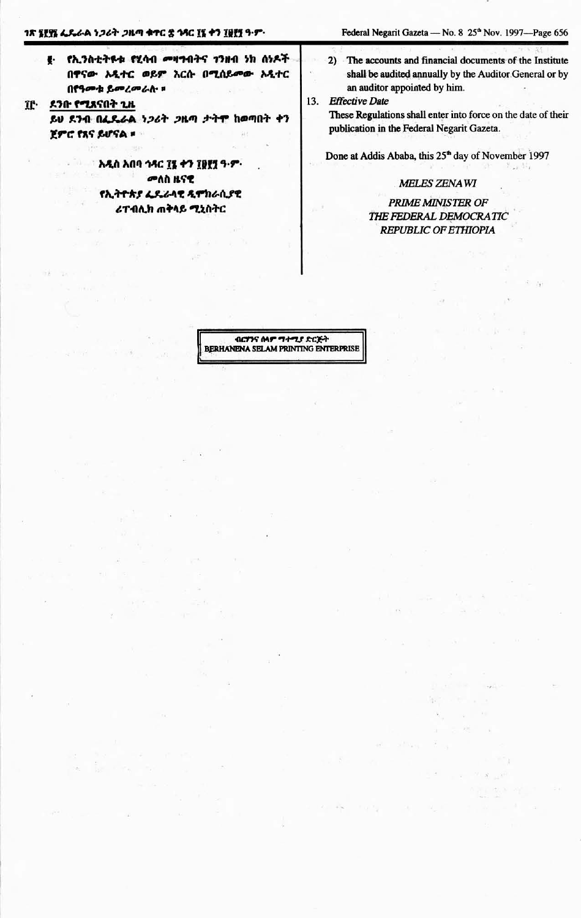፪· የኢንስቲትዩቱ የሂሳብ መዛግብትና ገንዘብ ነክ ሰነዶች በዋናው ኦዲተር ወይም እርሱ በሚሰይመው ኦዲተር በየዓመቱ ይመረመራሉ ።

፲፫· ደንቡ የሚጸናበት ጊዜ

ይህ ደንብ በፌዴራል ነጋሪት ጋዜጣ ታትሞ ከወጣበት ቀን ጀምሮ የጸና ይሆናል ።

አዲስ አበባ ኅዳር ፲፮ ቀን ፲፱፻፺ ዓ·ም·

መለስ ዜናዊ

የኢትዮጵያ ፌዴራላዊ ዲሞክራሲያዊ ሪፐብሊክ ጠቅላይ ሚኒስትር

2) The accounts and financial documents of the Institute shall be audited annually by the Auditor General or by an auditor appointed by him.

13. *Effective Date*

These Regulations shall enter into force on the date of their publication in the Federal Negarit Gazeta.

Done at Addis Ababa, this 25th day of November 1997

*MELES ZENAWI*

*PRIME MINISTER OF THE FEDERAL DEMOCRATIC REPUBLIC OF ETHIOPIA*

ብርሃንና ሰላም ማተሚያ ድርጅት
BERHANENA SELAM PRINTING ENTERPRISE